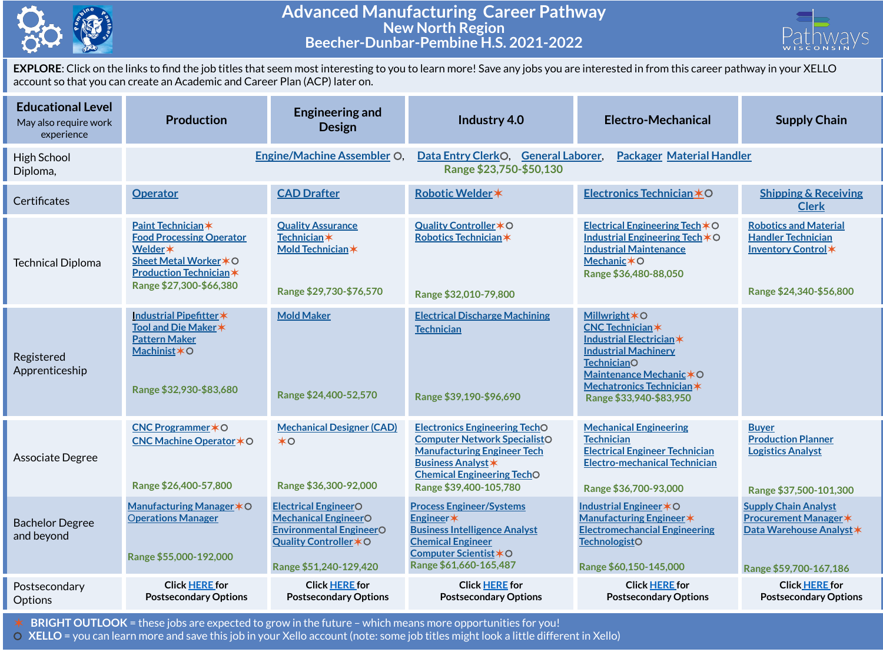# Advanced Manufacturing Career Pathway

## New North Region

## Beecher-Dunbar-Pembine H.S. 2021-2022

**EXPLORE**: Click on the links to find the job titles that seem most interesting to you to learn more! Save any jobs you are interested in from this career pathway in your XELLO account so that you can create an Academic and Career Plan (ACP) later on.

| Educational Level (May also require work experience) | Production | Engineering and Design | Industry 4.0 | Electro-Mechanical | Supply Chain |
|---|---|---|---|---|---|
| High School Diploma, | Engine/Machine Assembler ○, Data Entry Clerk○, General Laborer, Packager Material Handler. Range $23,750-$50,130 | | | | |
| Certificates | Operator | CAD Drafter | Robotic Welder✶ | Electronics Technician✶○ | Shipping & Receiving Clerk |
| Technical Diploma | Paint Technician✶<br>Food Processing Operator<br>Welder✶<br>Sheet Metal Worker✶○<br>Production Technician✶<br>Range $27,300-$66,380 | Quality Assurance Technician✶<br>Mold Technician✶<br>Range $29,730-$76,570 | Quality Controller✶○<br>Robotics Technician✶<br>Range $32,010-79,800 | Electrical Engineering Tech✶○<br>Industrial Engineering Tech✶○<br>Industrial Maintenance Mechanic✶○<br>Range $36,480-88,050 | Robotics and Material Handler Technician<br>Inventory Control✶<br>Range $24,340-$56,800 |
| Registered Apprenticeship | Industrial Pipefitter✶<br>Tool and Die Maker✶<br>Pattern Maker<br>Machinist✶○<br>Range $32,930-$83,680 | Mold Maker<br>Range $24,400-52,570 | Electrical Discharge Machining Technician<br>Range $39,190-$96,690 | Millwright✶○<br>CNC Technician✶<br>Industrial Electrician✶<br>Industrial Machinery Technician○<br>Maintenance Mechanic✶○<br>Mechatronics Technician✶<br>Range $33,940-$83,950 | |
| Associate Degree | CNC Programmer✶○<br>CNC Machine Operator✶○<br>Range $26,400-57,800 | Mechanical Designer (CAD) ✶○<br>Range $36,300-92,000 | Electronics Engineering Tech○<br>Computer Network Specialist○<br>Manufacturing Engineer Tech<br>Business Analyst✶<br>Chemical Engineering Tech○<br>Range $39,400-105,780 | Mechanical Engineering Technician<br>Electrical Engineer Technician<br>Electro-mechanical Technician<br>Range $36,700-93,000 | Buyer<br>Production Planner<br>Logistics Analyst<br>Range $37,500-101,300 |
| Bachelor Degree and beyond | Manufacturing Manager✶○<br>Operations Manager<br>Range $55,000-192,000 | Electrical Engineer○<br>Mechanical Engineer○<br>Environmental Engineer○<br>Quality Controller✶○<br>Range $51,240-129,420 | Process Engineer/Systems Engineer✶<br>Business Intelligence Analyst<br>Chemical Engineer<br>Computer Scientist✶○<br>Range $61,660-165,487 | Industrial Engineer✶○<br>Manufacturing Engineer✶<br>Electromechanical Engineering Technologist○<br>Range $60,150-145,000 | Supply Chain Analyst<br>Procurement Manager✶<br>Data Warehouse Analyst✶<br>Range $59,700-167,186 |
| Postsecondary Options | Click HERE for Postsecondary Options | Click HERE for Postsecondary Options | Click HERE for Postsecondary Options | Click HERE for Postsecondary Options | Click HERE for Postsecondary Options |

✶ **BRIGHT OUTLOOK** = these jobs are expected to grow in the future – which means more opportunities for you!

○ **XELLO** = you can learn more and save this job in your Xello account (note: some job titles might look a little different in Xello)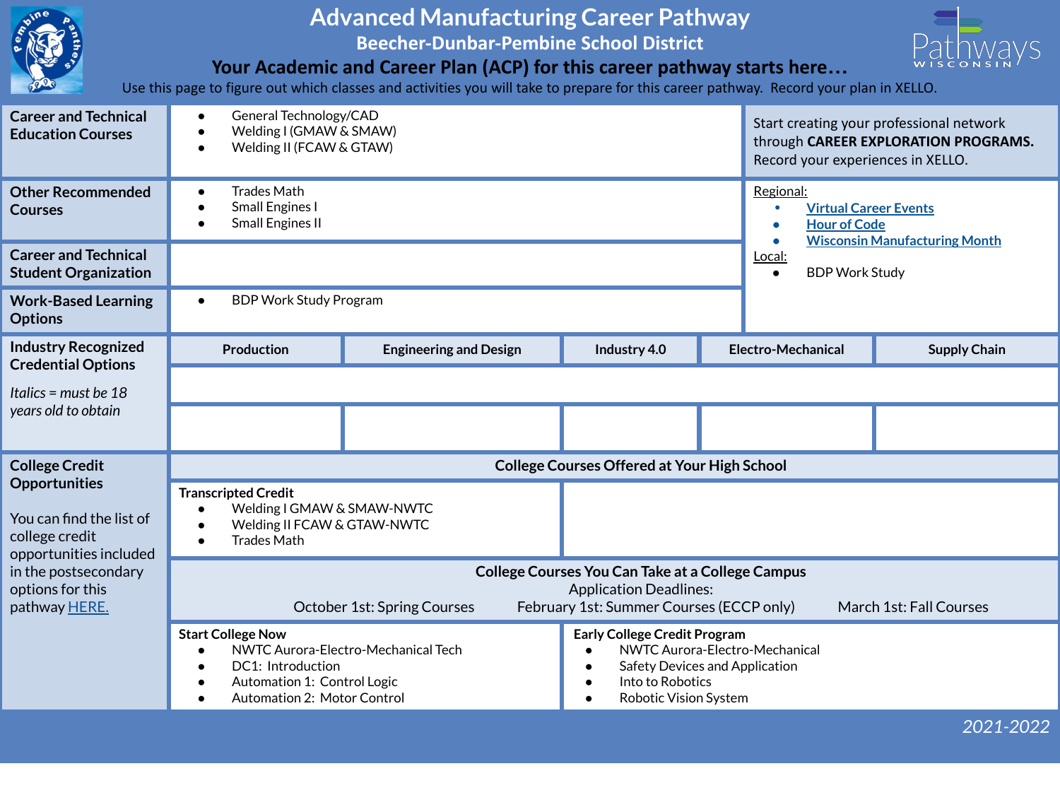# Advanced Manufacturing Career Pathway

## Beecher-Dunbar-Pembine School District

### Your Academic and Career Plan (ACP) for this career pathway starts here…

Use this page to figure out which classes and activities you will take to prepare for this career pathway. Record your plan in XELLO.

**Career and Technical Education Courses**

- General Technology/CAD
- Welding I (GMAW & SMAW)
- Welding II (FCAW & GTAW)

**Other Recommended Courses**

- Trades Math
- Small Engines I
- Small Engines II

**Career and Technical Student Organization**

**Work-Based Learning Options**

- BDP Work Study Program

Start creating your professional network through **CAREER EXPLORATION PROGRAMS.** Record your experiences in XELLO.

Regional:

- [Virtual Career Events]
- [Hour of Code]
- [Wisconsin Manufacturing Month]

Local:

- BDP Work Study

**Industry Recognized Credential Options**

*Italics = must be 18 years old to obtain*

| Production | Engineering and Design | Industry 4.0 | Electro-Mechanical | Supply Chain |
|---|---|---|---|---|
| | | | | |
| | | | | |

**College Credit Opportunities**

You can find the list of college credit opportunities included in the postsecondary options for this pathway [HERE.]

**College Courses Offered at Your High School**

**Transcripted Credit**

- Welding I GMAW & SMAW-NWTC
- Welding II FCAW & GTAW-NWTC
- Trades Math

**College Courses You Can Take at a College Campus**

Application Deadlines:

October 1st: Spring Courses     February 1st: Summer Courses (ECCP only)     March 1st: Fall Courses

**Start College Now**

- NWTC Aurora-Electro-Mechanical Tech
- DC1: Introduction
- Automation 1: Control Logic
- Automation 2: Motor Control

**Early College Credit Program**

- NWTC Aurora-Electro-Mechanical
- Safety Devices and Application
- Into to Robotics
- Robotic Vision System

*2021-2022*